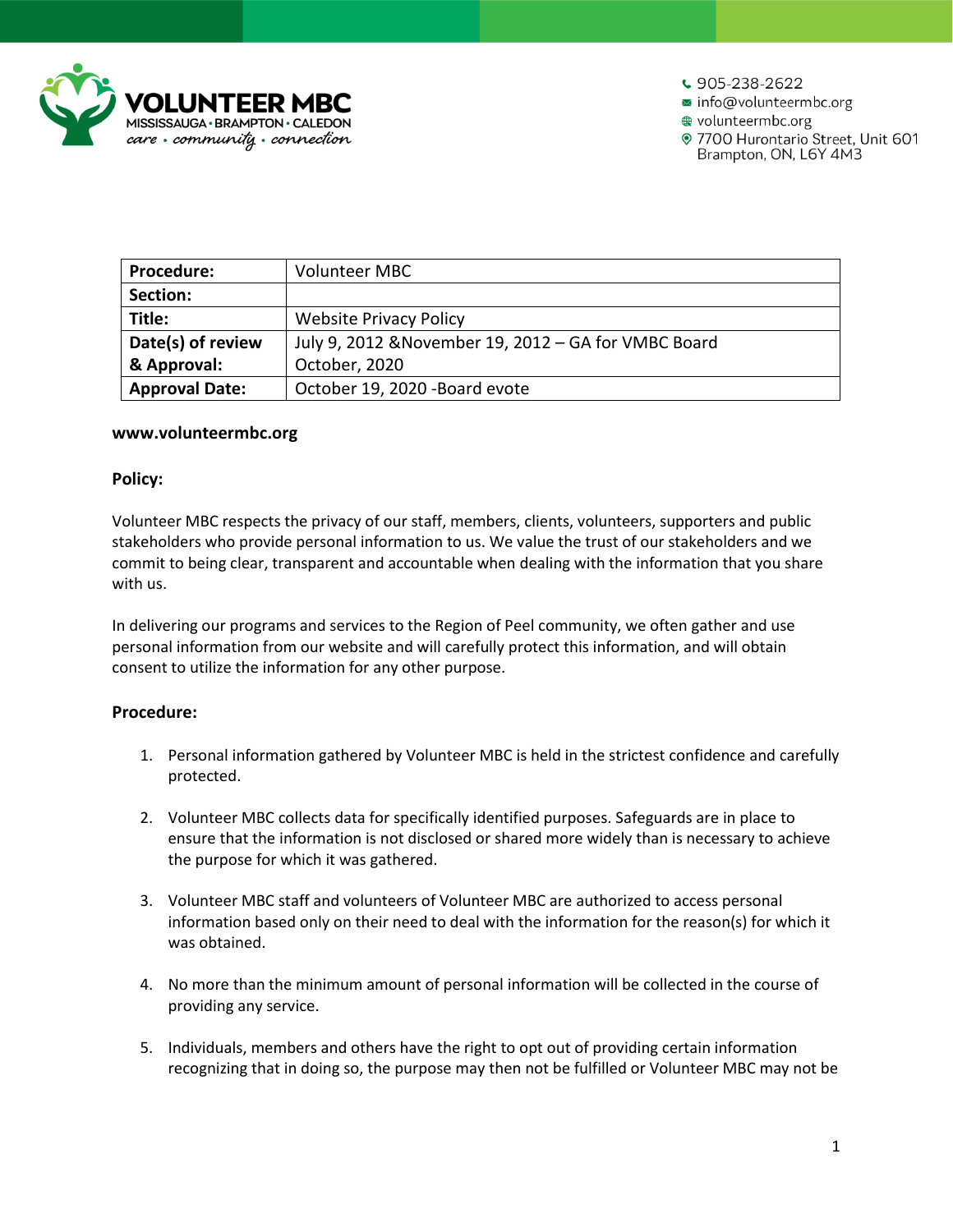VOLUNTEER MBC
MISSISSAUGA • BRAMPTON • CALEDON
care • community • connection

905-238-2622
info@volunteermbc.org
volunteermbc.org
7700 Hurontario Street, Unit 601
Brampton, ON, L6Y 4M3

| **Procedure:** | Volunteer MBC |
| --- | --- |
| **Section:** | |
| **Title:** | Website Privacy Policy |
| **Date(s) of review & Approval:** | July 9, 2012 &November 19, 2012 – GA for VMBC Board<br>October, 2020 |
| **Approval Date:** | October 19, 2020 -Board evote |

**www.volunteermbc.org**

**Policy:**

Volunteer MBC respects the privacy of our staff, members, clients, volunteers, supporters and public stakeholders who provide personal information to us. We value the trust of our stakeholders and we commit to being clear, transparent and accountable when dealing with the information that you share with us.

In delivering our programs and services to the Region of Peel community, we often gather and use personal information from our website and will carefully protect this information, and will obtain consent to utilize the information for any other purpose.

**Procedure:**

1. Personal information gathered by Volunteer MBC is held in the strictest confidence and carefully protected.

2. Volunteer MBC collects data for specifically identified purposes. Safeguards are in place to ensure that the information is not disclosed or shared more widely than is necessary to achieve the purpose for which it was gathered.

3. Volunteer MBC staff and volunteers of Volunteer MBC are authorized to access personal information based only on their need to deal with the information for the reason(s) for which it was obtained.

4. No more than the minimum amount of personal information will be collected in the course of providing any service.

5. Individuals, members and others have the right to opt out of providing certain information recognizing that in doing so, the purpose may then not be fulfilled or Volunteer MBC may not be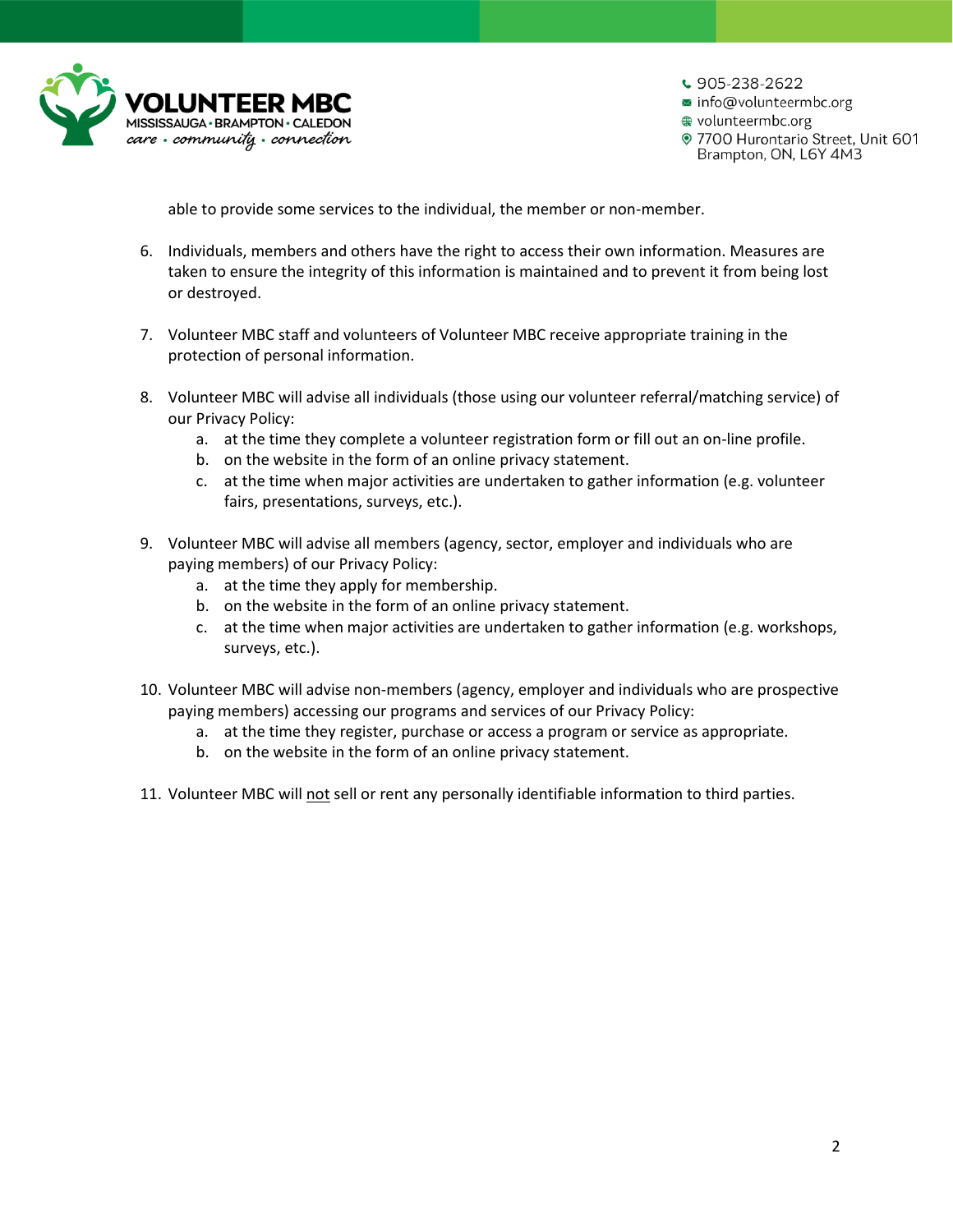able to provide some services to the individual, the member or non-member.

6. Individuals, members and others have the right to access their own information. Measures are taken to ensure the integrity of this information is maintained and to prevent it from being lost or destroyed.

7. Volunteer MBC staff and volunteers of Volunteer MBC receive appropriate training in the protection of personal information.

8. Volunteer MBC will advise all individuals (those using our volunteer referral/matching service) of our Privacy Policy:
   a. at the time they complete a volunteer registration form or fill out an on-line profile.
   b. on the website in the form of an online privacy statement.
   c. at the time when major activities are undertaken to gather information (e.g. volunteer fairs, presentations, surveys, etc.).

9. Volunteer MBC will advise all members (agency, sector, employer and individuals who are paying members) of our Privacy Policy:
   a. at the time they apply for membership.
   b. on the website in the form of an online privacy statement.
   c. at the time when major activities are undertaken to gather information (e.g. workshops, surveys, etc.).

10. Volunteer MBC will advise non-members (agency, employer and individuals who are prospective paying members) accessing our programs and services of our Privacy Policy:
    a. at the time they register, purchase or access a program or service as appropriate.
    b. on the website in the form of an online privacy statement.

11. Volunteer MBC will not sell or rent any personally identifiable information to third parties.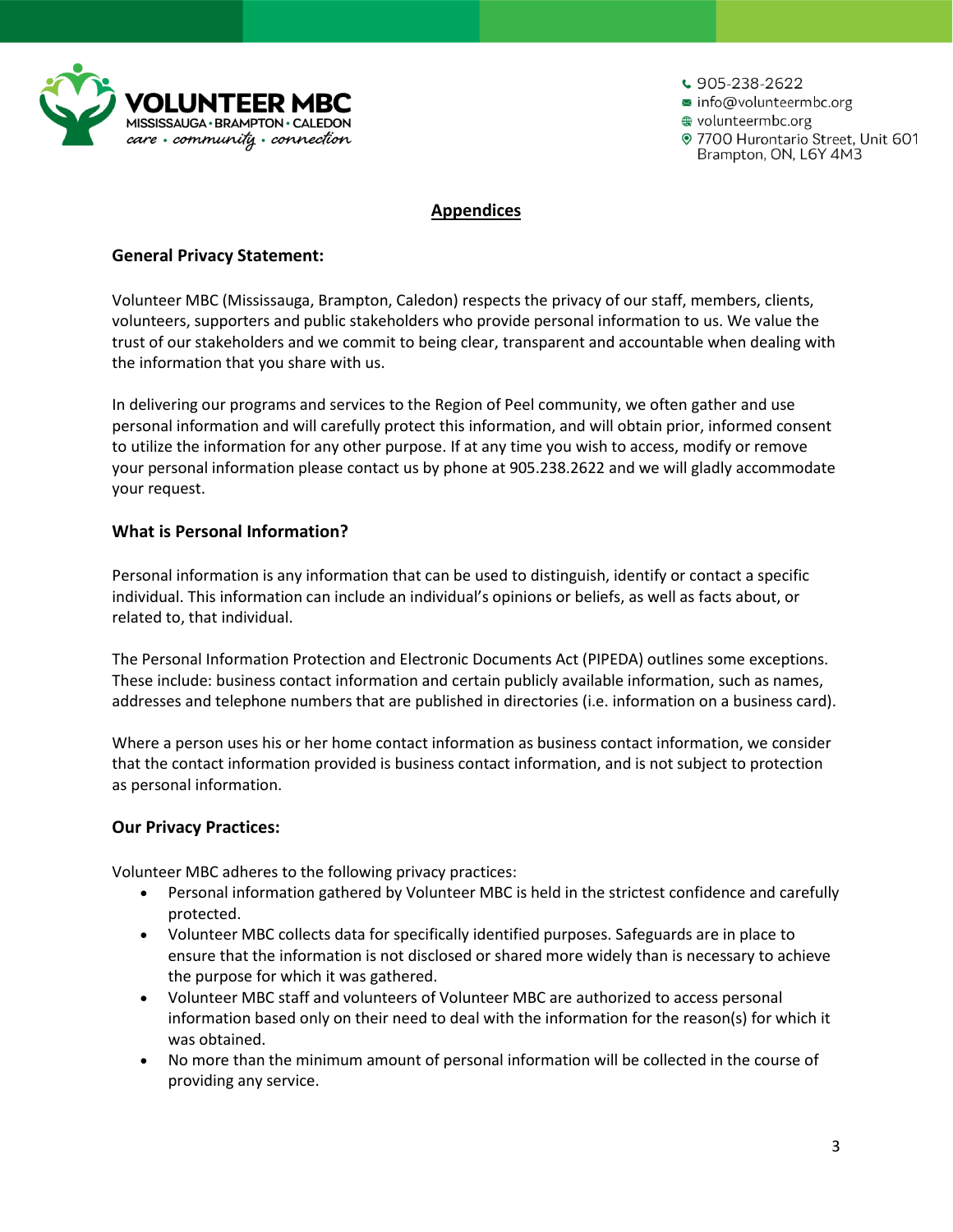## Appendices

### General Privacy Statement:

Volunteer MBC (Mississauga, Brampton, Caledon) respects the privacy of our staff, members, clients, volunteers, supporters and public stakeholders who provide personal information to us. We value the trust of our stakeholders and we commit to being clear, transparent and accountable when dealing with the information that you share with us.

In delivering our programs and services to the Region of Peel community, we often gather and use personal information and will carefully protect this information, and will obtain prior, informed consent to utilize the information for any other purpose. If at any time you wish to access, modify or remove your personal information please contact us by phone at 905.238.2622 and we will gladly accommodate your request.

### What is Personal Information?

Personal information is any information that can be used to distinguish, identify or contact a specific individual. This information can include an individual's opinions or beliefs, as well as facts about, or related to, that individual.

The Personal Information Protection and Electronic Documents Act (PIPEDA) outlines some exceptions. These include: business contact information and certain publicly available information, such as names, addresses and telephone numbers that are published in directories (i.e. information on a business card).

Where a person uses his or her home contact information as business contact information, we consider that the contact information provided is business contact information, and is not subject to protection as personal information.

### Our Privacy Practices:

Volunteer MBC adheres to the following privacy practices:

- Personal information gathered by Volunteer MBC is held in the strictest confidence and carefully protected.
- Volunteer MBC collects data for specifically identified purposes. Safeguards are in place to ensure that the information is not disclosed or shared more widely than is necessary to achieve the purpose for which it was gathered.
- Volunteer MBC staff and volunteers of Volunteer MBC are authorized to access personal information based only on their need to deal with the information for the reason(s) for which it was obtained.
- No more than the minimum amount of personal information will be collected in the course of providing any service.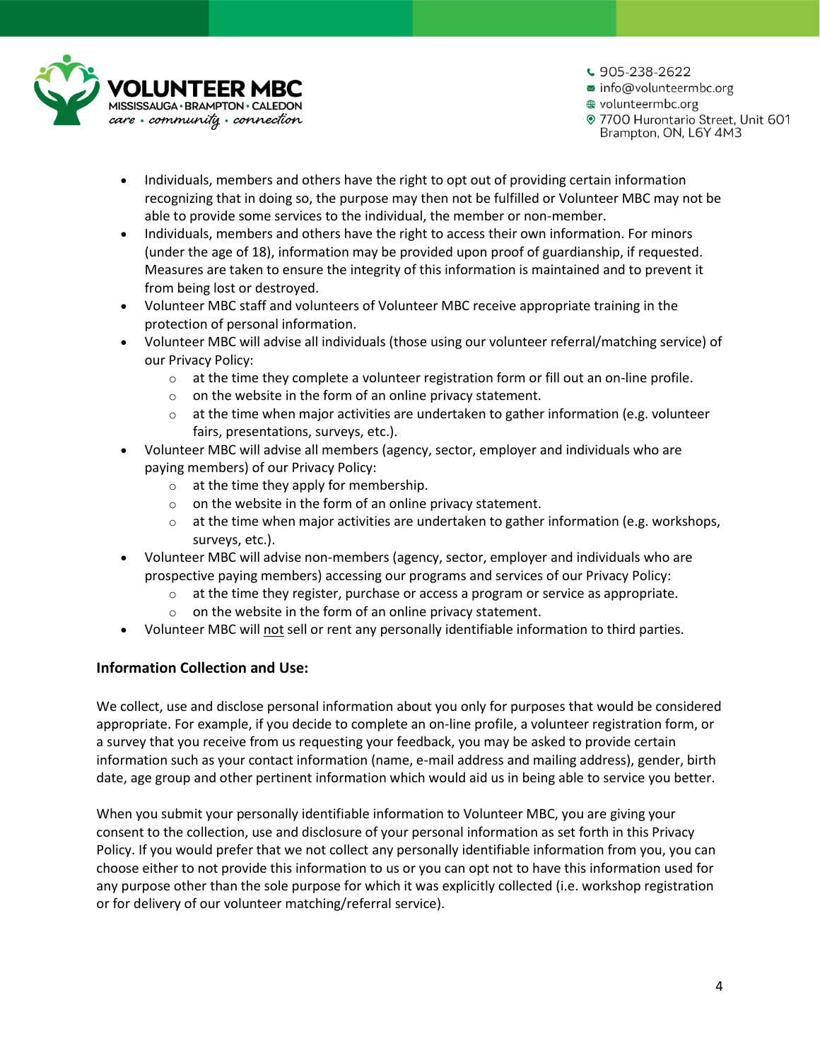- Individuals, members and others have the right to opt out of providing certain information recognizing that in doing so, the purpose may then not be fulfilled or Volunteer MBC may not be able to provide some services to the individual, the member or non-member.
- Individuals, members and others have the right to access their own information. For minors (under the age of 18), information may be provided upon proof of guardianship, if requested. Measures are taken to ensure the integrity of this information is maintained and to prevent it from being lost or destroyed.
- Volunteer MBC staff and volunteers of Volunteer MBC receive appropriate training in the protection of personal information.
- Volunteer MBC will advise all individuals (those using our volunteer referral/matching service) of our Privacy Policy:
  - at the time they complete a volunteer registration form or fill out an on-line profile.
  - on the website in the form of an online privacy statement.
  - at the time when major activities are undertaken to gather information (e.g. volunteer fairs, presentations, surveys, etc.).
- Volunteer MBC will advise all members (agency, sector, employer and individuals who are paying members) of our Privacy Policy:
  - at the time they apply for membership.
  - on the website in the form of an online privacy statement.
  - at the time when major activities are undertaken to gather information (e.g. workshops, surveys, etc.).
- Volunteer MBC will advise non-members (agency, sector, employer and individuals who are prospective paying members) accessing our programs and services of our Privacy Policy:
  - at the time they register, purchase or access a program or service as appropriate.
  - on the website in the form of an online privacy statement.
- Volunteer MBC will <u>not</u> sell or rent any personally identifiable information to third parties.

**Information Collection and Use:**

We collect, use and disclose personal information about you only for purposes that would be considered appropriate. For example, if you decide to complete an on-line profile, a volunteer registration form, or a survey that you receive from us requesting your feedback, you may be asked to provide certain information such as your contact information (name, e-mail address and mailing address), gender, birth date, age group and other pertinent information which would aid us in being able to service you better.

When you submit your personally identifiable information to Volunteer MBC, you are giving your consent to the collection, use and disclosure of your personal information as set forth in this Privacy Policy. If you would prefer that we not collect any personally identifiable information from you, you can choose either to not provide this information to us or you can opt not to have this information used for any purpose other than the sole purpose for which it was explicitly collected (i.e. workshop registration or for delivery of our volunteer matching/referral service).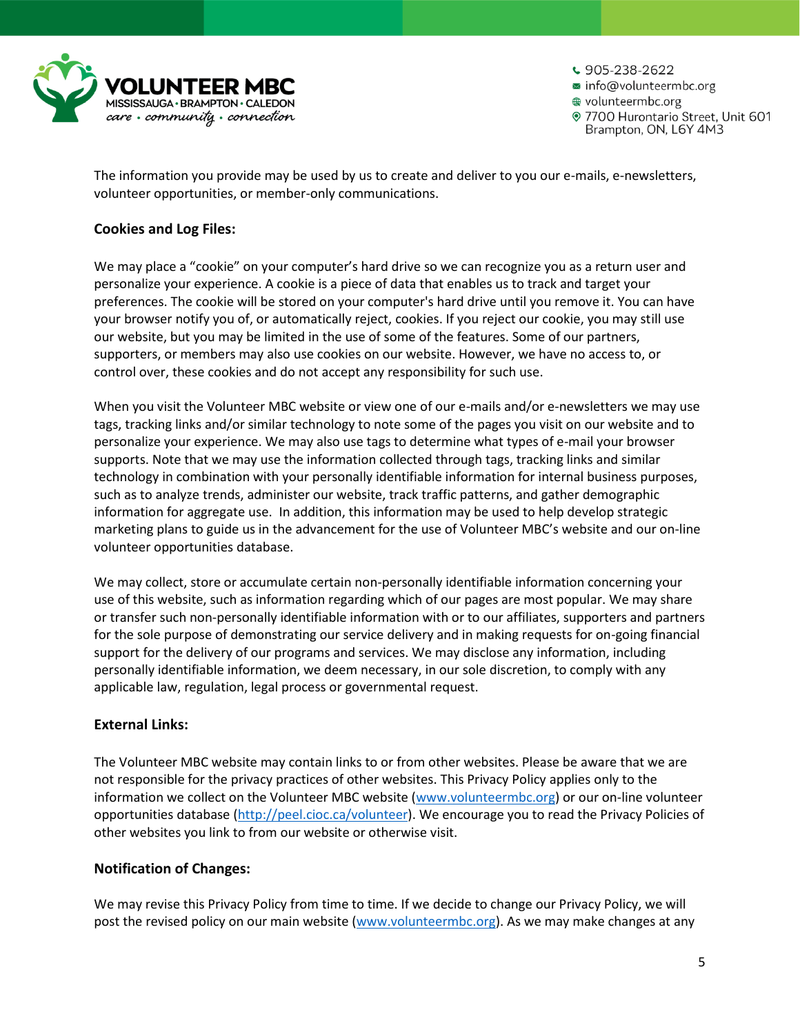The information you provide may be used by us to create and deliver to you our e-mails, e-newsletters, volunteer opportunities, or member-only communications.

**Cookies and Log Files:**

We may place a "cookie" on your computer's hard drive so we can recognize you as a return user and personalize your experience. A cookie is a piece of data that enables us to track and target your preferences. The cookie will be stored on your computer's hard drive until you remove it. You can have your browser notify you of, or automatically reject, cookies. If you reject our cookie, you may still use our website, but you may be limited in the use of some of the features. Some of our partners, supporters, or members may also use cookies on our website. However, we have no access to, or control over, these cookies and do not accept any responsibility for such use.

When you visit the Volunteer MBC website or view one of our e-mails and/or e-newsletters we may use tags, tracking links and/or similar technology to note some of the pages you visit on our website and to personalize your experience. We may also use tags to determine what types of e-mail your browser supports. Note that we may use the information collected through tags, tracking links and similar technology in combination with your personally identifiable information for internal business purposes, such as to analyze trends, administer our website, track traffic patterns, and gather demographic information for aggregate use. In addition, this information may be used to help develop strategic marketing plans to guide us in the advancement for the use of Volunteer MBC's website and our on-line volunteer opportunities database.

We may collect, store or accumulate certain non-personally identifiable information concerning your use of this website, such as information regarding which of our pages are most popular. We may share or transfer such non-personally identifiable information with or to our affiliates, supporters and partners for the sole purpose of demonstrating our service delivery and in making requests for on-going financial support for the delivery of our programs and services. We may disclose any information, including personally identifiable information, we deem necessary, in our sole discretion, to comply with any applicable law, regulation, legal process or governmental request.

**External Links:**

The Volunteer MBC website may contain links to or from other websites. Please be aware that we are not responsible for the privacy practices of other websites. This Privacy Policy applies only to the information we collect on the Volunteer MBC website (www.volunteermbc.org) or our on-line volunteer opportunities database (http://peel.cioc.ca/volunteer). We encourage you to read the Privacy Policies of other websites you link to from our website or otherwise visit.

**Notification of Changes:**

We may revise this Privacy Policy from time to time. If we decide to change our Privacy Policy, we will post the revised policy on our main website (www.volunteermbc.org). As we may make changes at any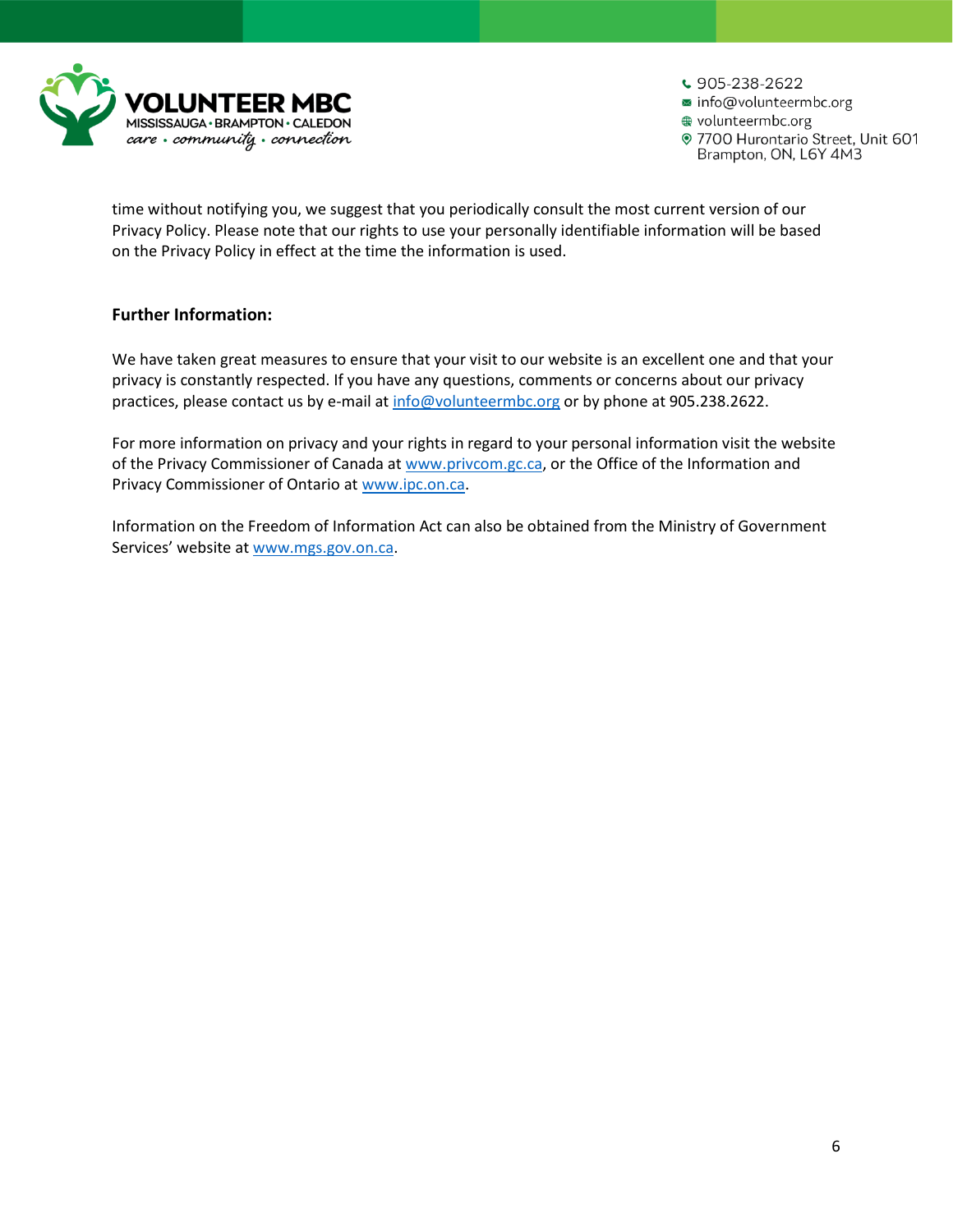time without notifying you, we suggest that you periodically consult the most current version of our Privacy Policy. Please note that our rights to use your personally identifiable information will be based on the Privacy Policy in effect at the time the information is used.

**Further Information:**

We have taken great measures to ensure that your visit to our website is an excellent one and that your privacy is constantly respected. If you have any questions, comments or concerns about our privacy practices, please contact us by e-mail at info@volunteermbc.org or by phone at 905.238.2622.

For more information on privacy and your rights in regard to your personal information visit the website of the Privacy Commissioner of Canada at www.privcom.gc.ca, or the Office of the Information and Privacy Commissioner of Ontario at www.ipc.on.ca.

Information on the Freedom of Information Act can also be obtained from the Ministry of Government Services' website at www.mgs.gov.on.ca.